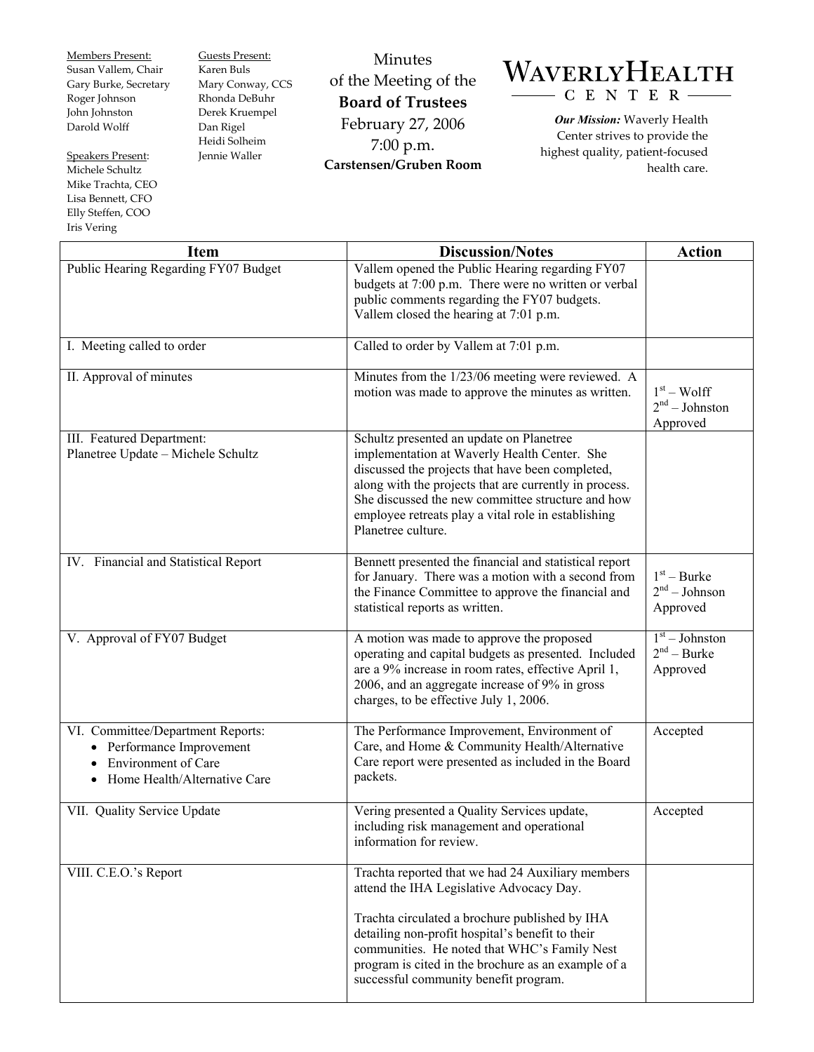Members Present:
Susan Vallem, Chair
Gary Burke, Secretary
Roger Johnson
John Johnston
Darold Wolff

Speakers Present:
Michele Schultz
Mike Trachta, CEO
Lisa Bennett, CFO
Elly Steffen, COO
Iris Vering

Guests Present:
Karen Buls
Mary Conway, CCS
Rhonda DeBuhr
Derek Kruempel
Dan Rigel
Heidi Solheim
Jennie Waller

# Minutes of the Meeting of the **Board of Trustees**

February 27, 2006
7:00 p.m.
**Carstensen/Gruben Room**

**WAVERLY HEALTH CENTER**

***Our Mission:*** Waverly Health Center strives to provide the highest quality, patient-focused health care.

| Item | Discussion/Notes | Action |
|---|---|---|
| Public Hearing Regarding FY07 Budget | Vallem opened the Public Hearing regarding FY07 budgets at 7:00 p.m. There were no written or verbal public comments regarding the FY07 budgets. Vallem closed the hearing at 7:01 p.m. | |
| I. Meeting called to order | Called to order by Vallem at 7:01 p.m. | |
| II. Approval of minutes | Minutes from the 1/23/06 meeting were reviewed. A motion was made to approve the minutes as written. | 1st – Wolff<br>2nd – Johnston<br>Approved |
| III. Featured Department:<br>Planetree Update – Michele Schultz | Schultz presented an update on Planetree implementation at Waverly Health Center. She discussed the projects that have been completed, along with the projects that are currently in process. She discussed the new committee structure and how employee retreats play a vital role in establishing Planetree culture. | |
| IV. Financial and Statistical Report | Bennett presented the financial and statistical report for January. There was a motion with a second from the Finance Committee to approve the financial and statistical reports as written. | 1st – Burke<br>2nd – Johnson<br>Approved |
| V. Approval of FY07 Budget | A motion was made to approve the proposed operating and capital budgets as presented. Included are a 9% increase in room rates, effective April 1, 2006, and an aggregate increase of 9% in gross charges, to be effective July 1, 2006. | 1st – Johnston<br>2nd – Burke<br>Approved |
| VI. Committee/Department Reports:<br>• Performance Improvement<br>• Environment of Care<br>• Home Health/Alternative Care | The Performance Improvement, Environment of Care, and Home & Community Health/Alternative Care report were presented as included in the Board packets. | Accepted |
| VII. Quality Service Update | Vering presented a Quality Services update, including risk management and operational information for review. | Accepted |
| VIII. C.E.O.'s Report | Trachta reported that we had 24 Auxiliary members attend the IHA Legislative Advocacy Day.<br><br>Trachta circulated a brochure published by IHA detailing non-profit hospital's benefit to their communities. He noted that WHC's Family Nest program is cited in the brochure as an example of a successful community benefit program. | |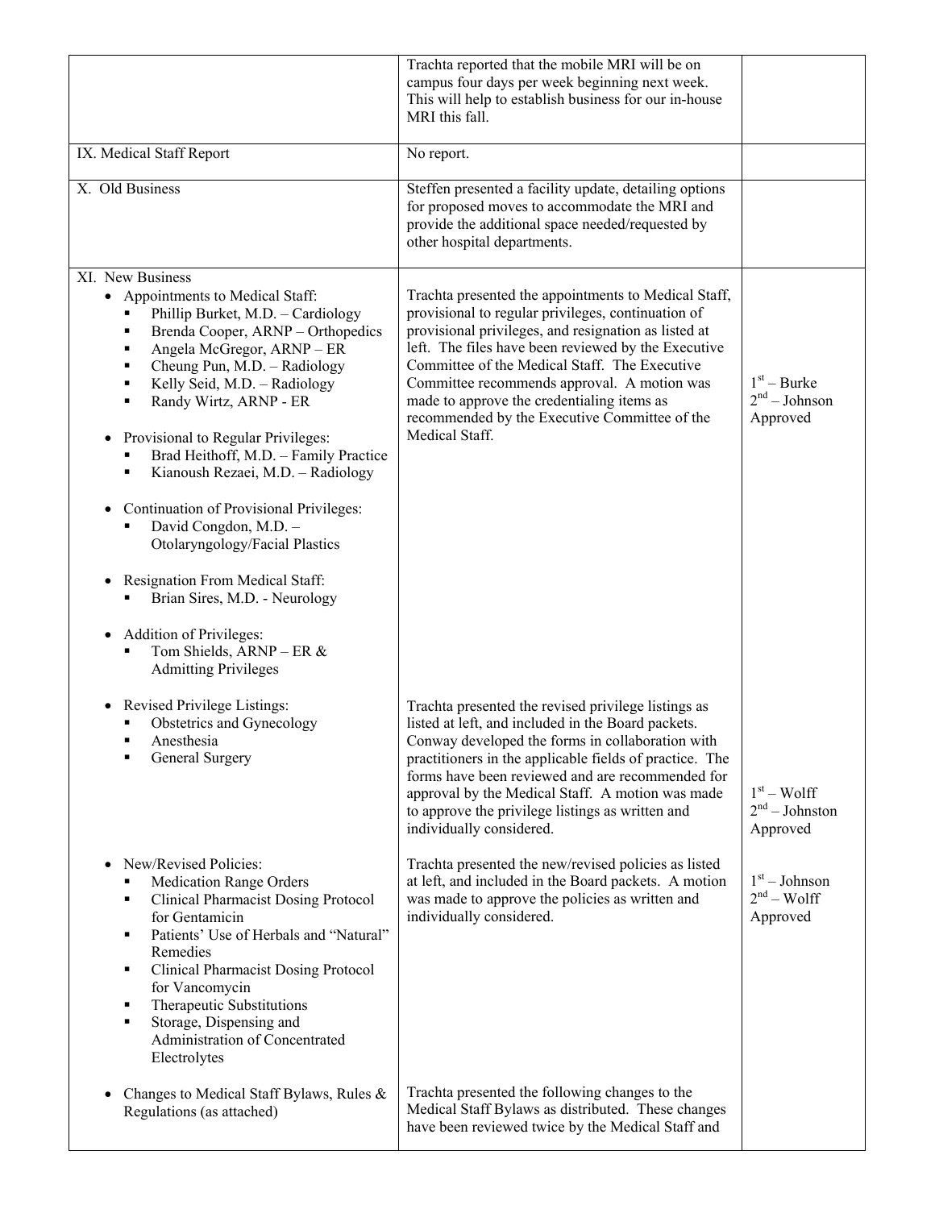| | | |
|---|---|---|
| | Trachta reported that the mobile MRI will be on campus four days per week beginning next week. This will help to establish business for our in-house MRI this fall. | |
| IX. Medical Staff Report | No report. | |
| X. Old Business | Steffen presented a facility update, detailing options for proposed moves to accommodate the MRI and provide the additional space needed/requested by other hospital departments. | |
| XI. New Business<br>• Appointments to Medical Staff:<br>▪ Phillip Burket, M.D. – Cardiology<br>▪ Brenda Cooper, ARNP – Orthopedics<br>▪ Angela McGregor, ARNP – ER<br>▪ Cheung Pun, M.D. – Radiology<br>▪ Kelly Seid, M.D. – Radiology<br>▪ Randy Wirtz, ARNP - ER<br><br>• Provisional to Regular Privileges:<br>▪ Brad Heithoff, M.D. – Family Practice<br>▪ Kianoush Rezaei, M.D. – Radiology<br><br>• Continuation of Provisional Privileges:<br>▪ David Congdon, M.D. – Otolaryngology/Facial Plastics<br><br>• Resignation From Medical Staff:<br>▪ Brian Sires, M.D. - Neurology<br><br>• Addition of Privileges:<br>▪ Tom Shields, ARNP – ER & Admitting Privileges | Trachta presented the appointments to Medical Staff, provisional to regular privileges, continuation of provisional privileges, and resignation as listed at left. The files have been reviewed by the Executive Committee of the Medical Staff. The Executive Committee recommends approval. A motion was made to approve the credentialing items as recommended by the Executive Committee of the Medical Staff. | 1st – Burke<br>2nd – Johnson<br>Approved |
| • Revised Privilege Listings:<br>▪ Obstetrics and Gynecology<br>▪ Anesthesia<br>▪ General Surgery | Trachta presented the revised privilege listings as listed at left, and included in the Board packets. Conway developed the forms in collaboration with practitioners in the applicable fields of practice. The forms have been reviewed and are recommended for approval by the Medical Staff. A motion was made to approve the privilege listings as written and individually considered. | 1st – Wolff<br>2nd – Johnston<br>Approved |
| • New/Revised Policies:<br>▪ Medication Range Orders<br>▪ Clinical Pharmacist Dosing Protocol for Gentamicin<br>▪ Patients' Use of Herbals and "Natural" Remedies<br>▪ Clinical Pharmacist Dosing Protocol for Vancomycin<br>▪ Therapeutic Substitutions<br>▪ Storage, Dispensing and Administration of Concentrated Electrolytes | Trachta presented the new/revised policies as listed at left, and included in the Board packets. A motion was made to approve the policies as written and individually considered. | 1st – Johnson<br>2nd – Wolff<br>Approved |
| • Changes to Medical Staff Bylaws, Rules & Regulations (as attached) | Trachta presented the following changes to the Medical Staff Bylaws as distributed. These changes have been reviewed twice by the Medical Staff and | |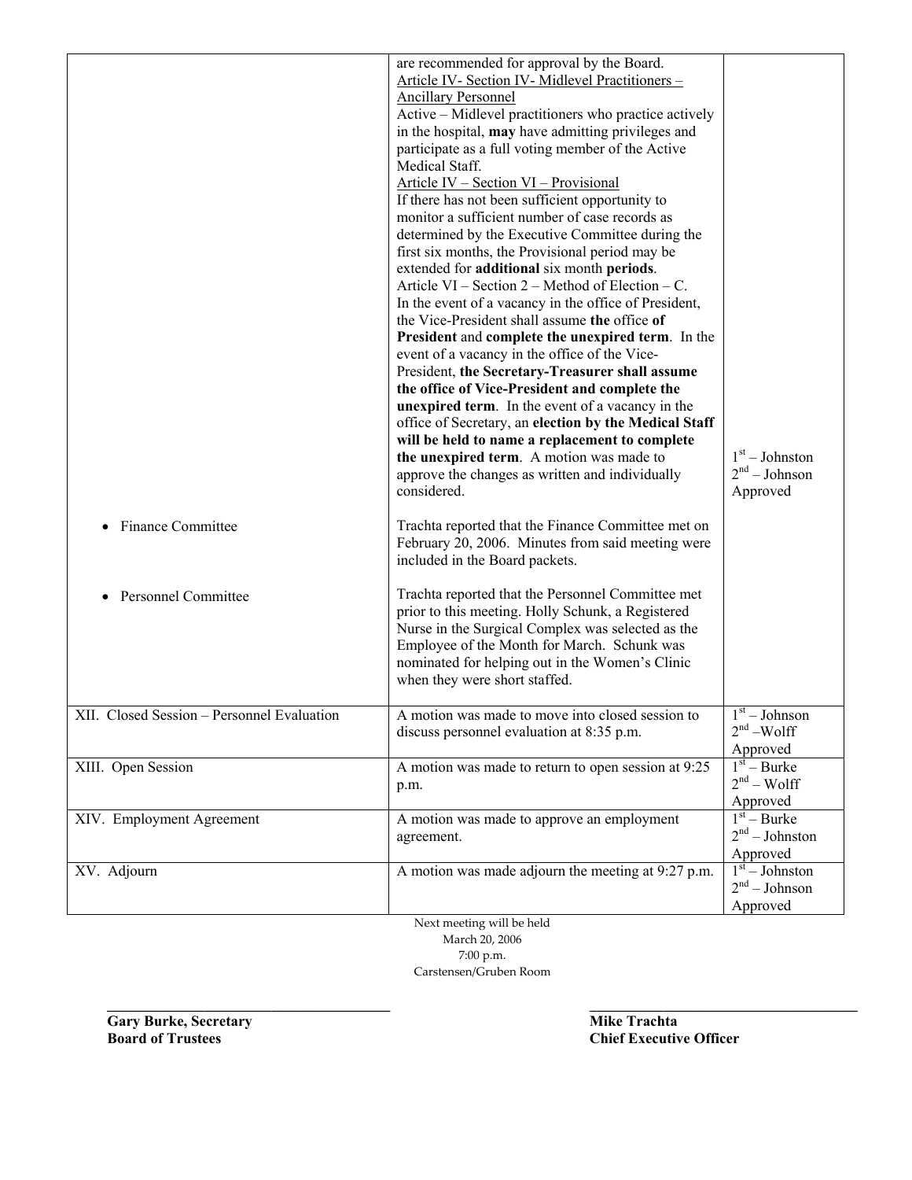| | | |
|---|---|---|
| | are recommended for approval by the Board.<br>Article IV- Section IV- Midlevel Practitioners – Ancillary Personnel<br>Active – Midlevel practitioners who practice actively in the hospital, **may** have admitting privileges and participate as a full voting member of the Active Medical Staff.<br>Article IV – Section VI – Provisional<br>If there has not been sufficient opportunity to monitor a sufficient number of case records as determined by the Executive Committee during the first six months, the Provisional period may be extended for **additional** six month **periods**.<br>Article VI – Section 2 – Method of Election – C.<br>In the event of a vacancy in the office of President, the Vice-President shall assume **the** office **of President** and **complete the unexpired term**. In the event of a vacancy in the office of the Vice-President, **the Secretary-Treasurer shall assume the office of Vice-President and complete the unexpired term**. In the event of a vacancy in the office of Secretary, an **election by the Medical Staff will be held to name a replacement to complete the unexpired term**. A motion was made to approve the changes as written and individually considered. | 1st – Johnston<br>2nd – Johnson<br>Approved |
| • Finance Committee | Trachta reported that the Finance Committee met on February 20, 2006. Minutes from said meeting were included in the Board packets. | |
| • Personnel Committee | Trachta reported that the Personnel Committee met prior to this meeting. Holly Schunk, a Registered Nurse in the Surgical Complex was selected as the Employee of the Month for March. Schunk was nominated for helping out in the Women's Clinic when they were short staffed. | |
| XII. Closed Session – Personnel Evaluation | A motion was made to move into closed session to discuss personnel evaluation at 8:35 p.m. | 1st – Johnson<br>2nd –Wolff<br>Approved |
| XIII. Open Session | A motion was made to return to open session at 9:25 p.m. | 1st – Burke<br>2nd – Wolff<br>Approved |
| XIV. Employment Agreement | A motion was made to approve an employment agreement. | 1st – Burke<br>2nd – Johnston<br>Approved |
| XV. Adjourn | A motion was made adjourn the meeting at 9:27 p.m. | 1st – Johnston<br>2nd – Johnson<br>Approved |

Next meeting will be held
March 20, 2006
7:00 p.m.
Carstensen/Gruben Room

\_\_\_\_\_\_\_\_\_\_\_\_\_\_\_\_\_\_\_\_\_\_\_\_\_\_\_\_\_\_\_\_\_\_\_\_\_\_
**Gary Burke, Secretary**
**Board of Trustees**

\_\_\_\_\_\_\_\_\_\_\_\_\_\_\_\_\_\_\_\_\_\_\_\_\_\_\_\_\_\_\_\_\_\_\_\_\_\_
**Mike Trachta**
**Chief Executive Officer**